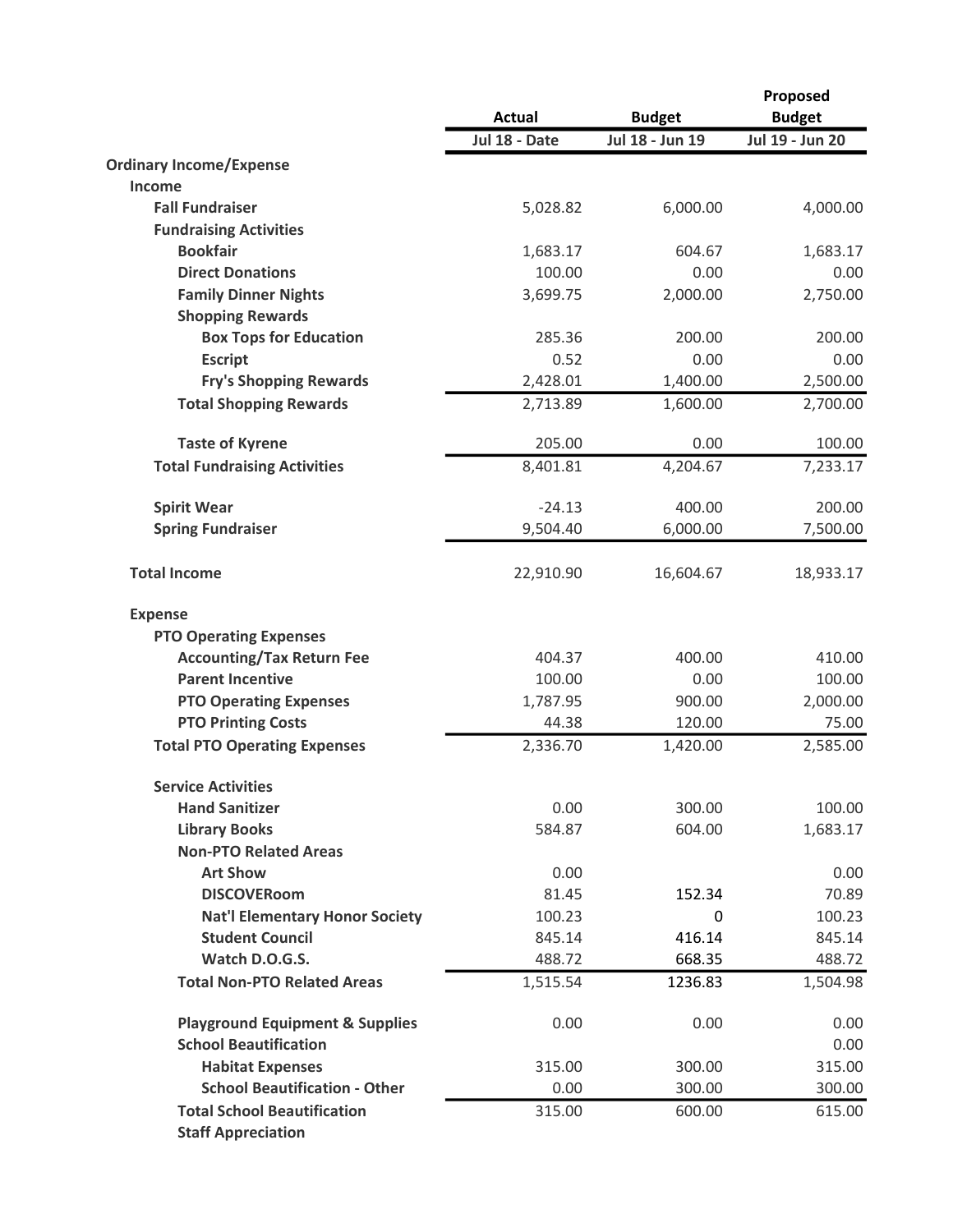| | Actual | Budget | Proposed Budget |
|---|---|---|---|
| | Jul 18 - Date | Jul 18 - Jun 19 | Jul 19 - Jun 20 |
| **Ordinary Income/Expense** | | | |
| **Income** | | | |
| **Fall Fundraiser** | 5,028.82 | 6,000.00 | 4,000.00 |
| **Fundraising Activities** | | | |
| **Bookfair** | 1,683.17 | 604.67 | 1,683.17 |
| **Direct Donations** | 100.00 | 0.00 | 0.00 |
| **Family Dinner Nights** | 3,699.75 | 2,000.00 | 2,750.00 |
| **Shopping Rewards** | | | |
| **Box Tops for Education** | 285.36 | 200.00 | 200.00 |
| **Escript** | 0.52 | 0.00 | 0.00 |
| **Fry's Shopping Rewards** | 2,428.01 | 1,400.00 | 2,500.00 |
| **Total Shopping Rewards** | 2,713.89 | 1,600.00 | 2,700.00 |
| **Taste of Kyrene** | 205.00 | 0.00 | 100.00 |
| **Total Fundraising Activities** | 8,401.81 | 4,204.67 | 7,233.17 |
| **Spirit Wear** | -24.13 | 400.00 | 200.00 |
| **Spring Fundraiser** | 9,504.40 | 6,000.00 | 7,500.00 |
| **Total Income** | 22,910.90 | 16,604.67 | 18,933.17 |
| **Expense** | | | |
| **PTO Operating Expenses** | | | |
| **Accounting/Tax Return Fee** | 404.37 | 400.00 | 410.00 |
| **Parent Incentive** | 100.00 | 0.00 | 100.00 |
| **PTO Operating Expenses** | 1,787.95 | 900.00 | 2,000.00 |
| **PTO Printing Costs** | 44.38 | 120.00 | 75.00 |
| **Total PTO Operating Expenses** | 2,336.70 | 1,420.00 | 2,585.00 |
| **Service Activities** | | | |
| **Hand Sanitizer** | 0.00 | 300.00 | 100.00 |
| **Library Books** | 584.87 | 604.00 | 1,683.17 |
| **Non-PTO Related Areas** | | | |
| **Art Show** | 0.00 | | 0.00 |
| **DISCOVERoom** | 81.45 | 152.34 | 70.89 |
| **Nat'l Elementary Honor Society** | 100.23 | 0 | 100.23 |
| **Student Council** | 845.14 | 416.14 | 845.14 |
| **Watch D.O.G.S.** | 488.72 | 668.35 | 488.72 |
| **Total Non-PTO Related Areas** | 1,515.54 | 1236.83 | 1,504.98 |
| **Playground Equipment & Supplies** | 0.00 | 0.00 | 0.00 |
| **School Beautification** | | | 0.00 |
| **Habitat Expenses** | 315.00 | 300.00 | 315.00 |
| **School Beautification - Other** | 0.00 | 300.00 | 300.00 |
| **Total School Beautification** | 315.00 | 600.00 | 615.00 |
| **Staff Appreciation** | | | |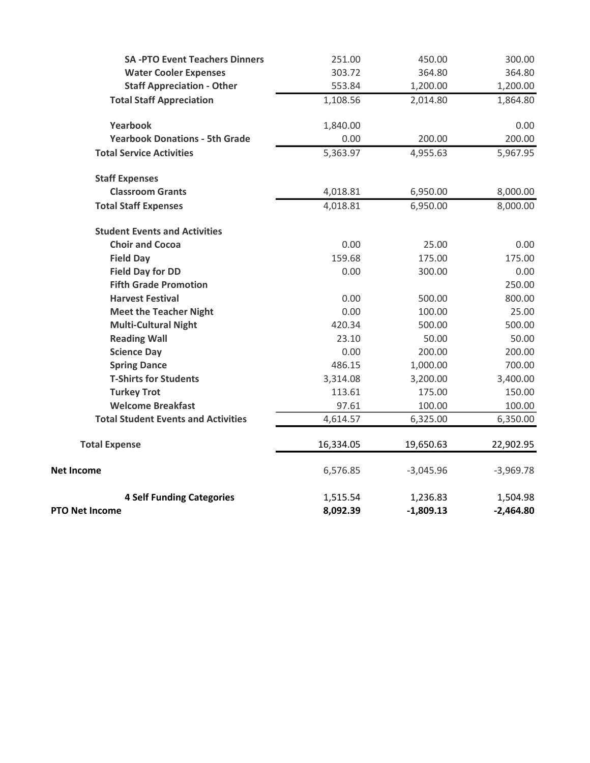| | | | |
|---|---|---|---|
| **SA -PTO Event Teachers Dinners** | 251.00 | 450.00 | 300.00 |
| **Water Cooler Expenses** | 303.72 | 364.80 | 364.80 |
| **Staff Appreciation - Other** | 553.84 | 1,200.00 | 1,200.00 |
| **Total Staff Appreciation** | 1,108.56 | 2,014.80 | 1,864.80 |
| | | | |
| **Yearbook** | 1,840.00 | | 0.00 |
| **Yearbook Donations - 5th Grade** | 0.00 | 200.00 | 200.00 |
| **Total Service Activities** | 5,363.97 | 4,955.63 | 5,967.95 |
| | | | |
| **Staff Expenses** | | | |
| **Classroom Grants** | 4,018.81 | 6,950.00 | 8,000.00 |
| **Total Staff Expenses** | 4,018.81 | 6,950.00 | 8,000.00 |
| | | | |
| **Student Events and Activities** | | | |
| **Choir and Cocoa** | 0.00 | 25.00 | 0.00 |
| **Field Day** | 159.68 | 175.00 | 175.00 |
| **Field Day for DD** | 0.00 | 300.00 | 0.00 |
| **Fifth Grade Promotion** | | | 250.00 |
| **Harvest Festival** | 0.00 | 500.00 | 800.00 |
| **Meet the Teacher Night** | 0.00 | 100.00 | 25.00 |
| **Multi-Cultural Night** | 420.34 | 500.00 | 500.00 |
| **Reading Wall** | 23.10 | 50.00 | 50.00 |
| **Science Day** | 0.00 | 200.00 | 200.00 |
| **Spring Dance** | 486.15 | 1,000.00 | 700.00 |
| **T-Shirts for Students** | 3,314.08 | 3,200.00 | 3,400.00 |
| **Turkey Trot** | 113.61 | 175.00 | 150.00 |
| **Welcome Breakfast** | 97.61 | 100.00 | 100.00 |
| **Total Student Events and Activities** | 4,614.57 | 6,325.00 | 6,350.00 |
| | | | |
| **Total Expense** | 16,334.05 | 19,650.63 | 22,902.95 |
| | | | |
| **Net Income** | 6,576.85 | -3,045.96 | -3,969.78 |
| | | | |
| **4 Self Funding Categories** | 1,515.54 | 1,236.83 | 1,504.98 |
| **PTO Net Income** | **8,092.39** | **-1,809.13** | **-2,464.80** |